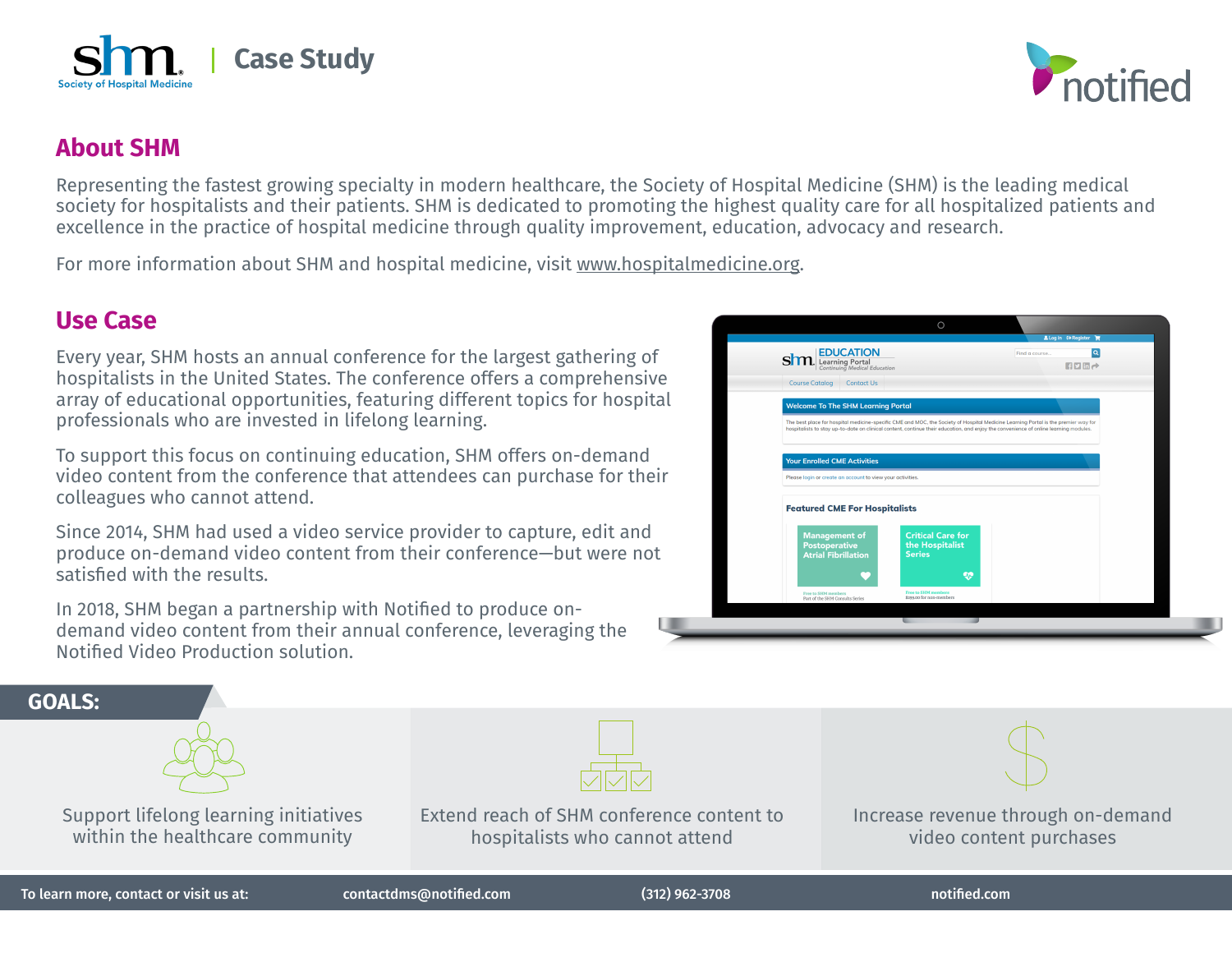shm Society of Hospital Medicine | Case Study

notified

## About SHM

Representing the fastest growing specialty in modern healthcare, the Society of Hospital Medicine (SHM) is the leading medical society for hospitalists and their patients. SHM is dedicated to promoting the highest quality care for all hospitalized patients and excellence in the practice of hospital medicine through quality improvement, education, advocacy and research.

For more information about SHM and hospital medicine, visit www.hospitalmedicine.org.

## Use Case

Every year, SHM hosts an annual conference for the largest gathering of hospitalists in the United States. The conference offers a comprehensive array of educational opportunities, featuring different topics for hospital professionals who are invested in lifelong learning.

To support this focus on continuing education, SHM offers on-demand video content from the conference that attendees can purchase for their colleagues who cannot attend.

Since 2014, SHM had used a video service provider to capture, edit and produce on-demand video content from their conference—but were not satisfied with the results.

In 2018, SHM began a partnership with Notified to produce on-demand video content from their annual conference, leveraging the Notified Video Production solution.

## GOALS:

- Support lifelong learning initiatives within the healthcare community
- Extend reach of SHM conference content to hospitalists who cannot attend
- Increase revenue through on-demand video content purchases

To learn more, contact or visit us at: contactdms@notified.com (312) 962-3708 notified.com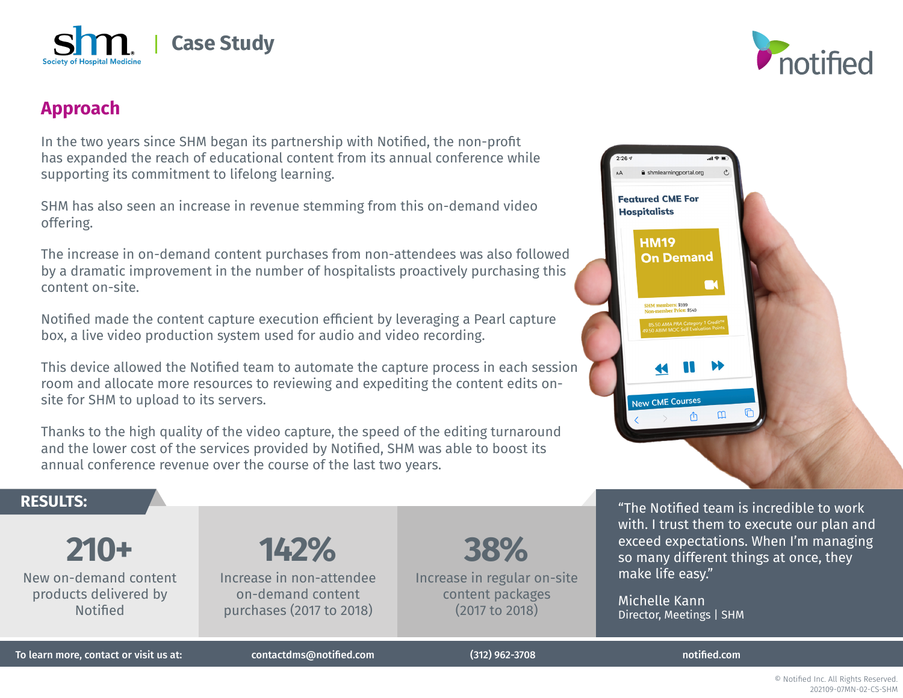SHM Society of Hospital Medicine | Case Study

notified

## Approach

In the two years since SHM began its partnership with Notified, the non-profit has expanded the reach of educational content from its annual conference while supporting its commitment to lifelong learning.

SHM has also seen an increase in revenue stemming from this on-demand video offering.

The increase in on-demand content purchases from non-attendees was also followed by a dramatic improvement in the number of hospitalists proactively purchasing this content on-site.

Notified made the content capture execution efficient by leveraging a Pearl capture box, a live video production system used for audio and video recording.

This device allowed the Notified team to automate the capture process in each session room and allocate more resources to reviewing and expediting the content edits on-site for SHM to upload to its servers.

Thanks to the high quality of the video capture, the speed of the editing turnaround and the lower cost of the services provided by Notified, SHM was able to boost its annual conference revenue over the course of the last two years.

## RESULTS:

**210+**
New on-demand content products delivered by Notified

**142%**
Increase in non-attendee on-demand content purchases (2017 to 2018)

**38%**
Increase in regular on-site content packages (2017 to 2018)

"The Notified team is incredible to work with. I trust them to execute our plan and exceed expectations. When I'm managing so many different things at once, they make life easy."

Michelle Kann
Director, Meetings | SHM

To learn more, contact or visit us at: contactdms@notified.com (312) 962-3708 notified.com

© Notified Inc. All Rights Reserved.
202109-07MN-02-CS-SHM